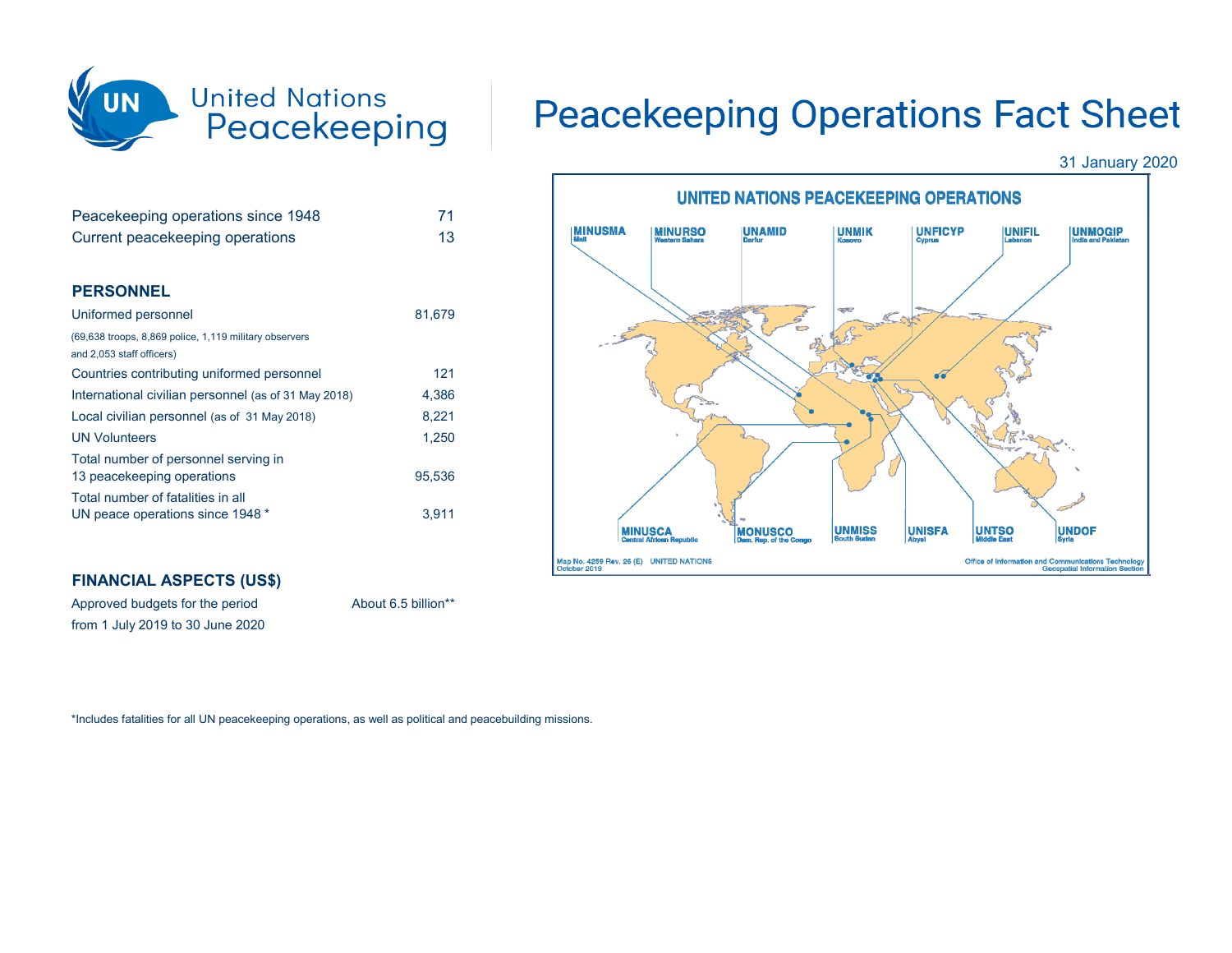# Peacekeeping Operations Fact Sheet

31 January 2020

| | |
|---|---|
| Peacekeeping operations since 1948 | 71 |
| Current peacekeeping operations | 13 |

## PERSONNEL

| | |
|---|---|
| Uniformed personnel (69,638 troops, 8,869 police, 1,119 military observers and 2,053 staff officers) | 81,679 |
| Countries contributing uniformed personnel | 121 |
| International civilian personnel (as of 31 May 2018) | 4,386 |
| Local civilian personnel (as of 31 May 2018) | 8,221 |
| UN Volunteers | 1,250 |
| Total number of personnel serving in 13 peacekeeping operations | 95,536 |
| Total number of fatalities in all UN peace operations since 1948 * | 3,911 |

## FINANCIAL ASPECTS (US$)

| | |
|---|---|
| Approved budgets for the period from 1 July 2019 to 30 June 2020 | About 6.5 billion** |

UNITED NATIONS PEACEKEEPING OPERATIONS

MINUSMA Mali; MINURSO Western Sahara; UNAMID Darfur; UNMIK Kosovo; UNFICYP Cyprus; UNIFIL Lebanon; UNMOGIP India and Pakistan; MINUSCA Central African Republic; MONUSCO Dem. Rep. of the Congo; UNMISS South Sudan; UNISFA Abyei; UNTSO Middle East; UNDOF Syria

Map No. 4259 Rev. 26 (E) UNITED NATIONS October 2019 — Office of Information and Communications Technology, Geospatial Information Section

*Includes fatalities for all UN peacekeeping operations, as well as political and peacebuilding missions.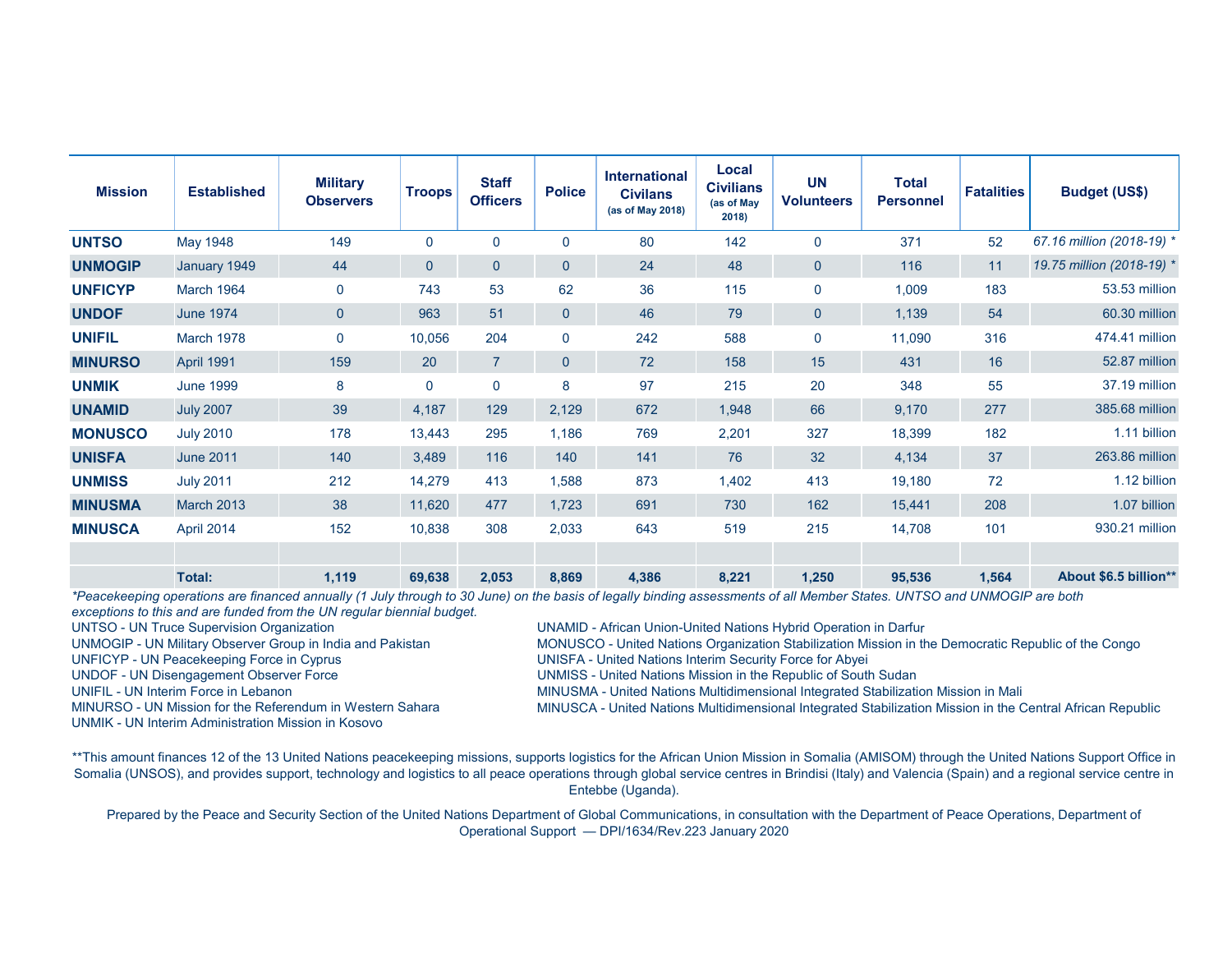| Mission | Established | Military Observers | Troops | Staff Officers | Police | International Civilans (as of May 2018) | Local Civilians (as of May 2018) | UN Volunteers | Total Personnel | Fatalities | Budget (US$) |
|---|---|---|---|---|---|---|---|---|---|---|---|
| **UNTSO** | May 1948 | 149 | 0 | 0 | 0 | 80 | 142 | 0 | 371 | 52 | *67.16 million (2018-19) ** |
| **UNMOGIP** | January 1949 | 44 | 0 | 0 | 0 | 24 | 48 | 0 | 116 | 11 | *19.75 million (2018-19) ** |
| **UNFICYP** | March 1964 | 0 | 743 | 53 | 62 | 36 | 115 | 0 | 1,009 | 183 | 53.53 million |
| **UNDOF** | June 1974 | 0 | 963 | 51 | 0 | 46 | 79 | 0 | 1,139 | 54 | 60.30 million |
| **UNIFIL** | March 1978 | 0 | 10,056 | 204 | 0 | 242 | 588 | 0 | 11,090 | 316 | 474.41 million |
| **MINURSO** | April 1991 | 159 | 20 | 7 | 0 | 72 | 158 | 15 | 431 | 16 | 52.87 million |
| **UNMIK** | June 1999 | 8 | 0 | 0 | 8 | 97 | 215 | 20 | 348 | 55 | 37.19 million |
| **UNAMID** | July 2007 | 39 | 4,187 | 129 | 2,129 | 672 | 1,948 | 66 | 9,170 | 277 | 385.68 million |
| **MONUSCO** | July 2010 | 178 | 13,443 | 295 | 1,186 | 769 | 2,201 | 327 | 18,399 | 182 | 1.11 billion |
| **UNISFA** | June 2011 | 140 | 3,489 | 116 | 140 | 141 | 76 | 32 | 4,134 | 37 | 263.86 million |
| **UNMISS** | July 2011 | 212 | 14,279 | 413 | 1,588 | 873 | 1,402 | 413 | 19,180 | 72 | 1.12 billion |
| **MINUSMA** | March 2013 | 38 | 11,620 | 477 | 1,723 | 691 | 730 | 162 | 15,441 | 208 | 1.07 billion |
| **MINUSCA** | April 2014 | 152 | 10,838 | 308 | 2,033 | 643 | 519 | 215 | 14,708 | 101 | 930.21 million |
| | | | | | | | | | | | |
| | **Total:** | **1,119** | **69,638** | **2,053** | **8,869** | **4,386** | **8,221** | **1,250** | **95,536** | **1,564** | **About $6.5 billion**** |

*\*Peacekeeping operations are financed annually (1 July through to 30 June) on the basis of legally binding assessments of all Member States. UNTSO and UNMOGIP are both exceptions to this and are funded from the UN regular biennial budget.*

UNTSO - UN Truce Supervision Organization
UNMOGIP - UN Military Observer Group in India and Pakistan
UNFICYP - UN Peacekeeping Force in Cyprus
UNDOF - UN Disengagement Observer Force
UNIFIL - UN Interim Force in Lebanon
MINURSO - UN Mission for the Referendum in Western Sahara
UNMIK - UN Interim Administration Mission in Kosovo
UNAMID - African Union-United Nations Hybrid Operation in Darfur
MONUSCO - United Nations Organization Stabilization Mission in the Democratic Republic of the Congo
UNISFA - United Nations Interim Security Force for Abyei
UNMISS - United Nations Mission in the Republic of South Sudan
MINUSMA - United Nations Multidimensional Integrated Stabilization Mission in Mali
MINUSCA - United Nations Multidimensional Integrated Stabilization Mission in the Central African Republic

**This amount finances 12 of the 13 United Nations peacekeeping missions, supports logistics for the African Union Mission in Somalia (AMISOM) through the United Nations Support Office in Somalia (UNSOS), and provides support, technology and logistics to all peace operations through global service centres in Brindisi (Italy) and Valencia (Spain) and a regional service centre in Entebbe (Uganda).

Prepared by the Peace and Security Section of the United Nations Department of Global Communications, in consultation with the Department of Peace Operations, Department of Operational Support — DPI/1634/Rev.223 January 2020